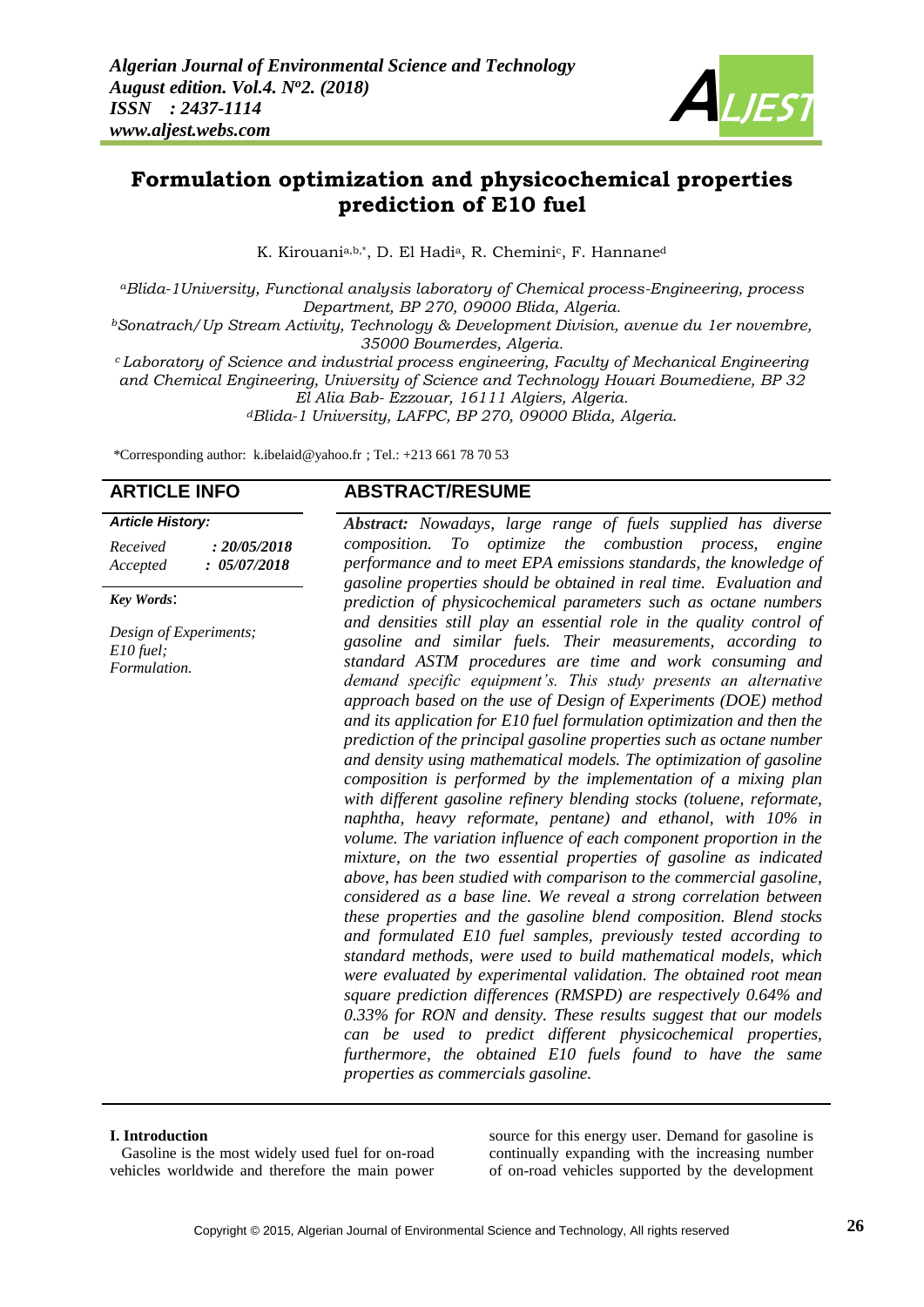# Formulation optimization and physicochemical properties prediction of E10 fuel

K. Kirouani[a,b,*], D. El Hadi[a], R. Chemini[c], F. Hannane[d]

[a]*Blida-1University, Functional analysis laboratory of Chemical process-Engineering, process Department, BP 270, 09000 Blida, Algeria.*

[b]*Sonatrach/Up Stream Activity, Technology & Development Division, avenue du 1er novembre, 35000 Boumerdes, Algeria.*

[c]*Laboratory of Science and industrial process engineering, Faculty of Mechanical Engineering and Chemical Engineering, University of Science and Technology Houari Boumediene, BP 32 El Alia Bab- Ezzouar, 16111 Algiers, Algeria.*

[d]*Blida-1 University, LAFPC, BP 270, 09000 Blida, Algeria.*

*Corresponding author: k.ibelaid@yahoo.fr ; Tel.: +213 661 78 70 53

## ARTICLE INFO

***Article History:***

*Received* ***: 20/05/2018***
*Accepted* ***: 05/07/2018***

***Key Words:***

*Design of Experiments;*
*E10 fuel;*
*Formulation.*

## ABSTRACT/RESUME

***Abstract:*** *Nowadays, large range of fuels supplied has diverse composition. To optimize the combustion process, engine performance and to meet EPA emissions standards, the knowledge of gasoline properties should be obtained in real time. Evaluation and prediction of physicochemical parameters such as octane numbers and densities still play an essential role in the quality control of gasoline and similar fuels. Their measurements, according to standard ASTM procedures are time and work consuming and demand specific equipment's. This study presents an alternative approach based on the use of Design of Experiments (DOE) method and its application for E10 fuel formulation optimization and then the prediction of the principal gasoline properties such as octane number and density using mathematical models. The optimization of gasoline composition is performed by the implementation of a mixing plan with different gasoline refinery blending stocks (toluene, reformate, naphtha, heavy reformate, pentane) and ethanol, with 10% in volume. The variation influence of each component proportion in the mixture, on the two essential properties of gasoline as indicated above, has been studied with comparison to the commercial gasoline, considered as a base line. We reveal a strong correlation between these properties and the gasoline blend composition. Blend stocks and formulated E10 fuel samples, previously tested according to standard methods, were used to build mathematical models, which were evaluated by experimental validation. The obtained root mean square prediction differences (RMSPD) are respectively 0.64% and 0.33% for RON and density. These results suggest that our models can be used to predict different physicochemical properties, furthermore, the obtained E10 fuels found to have the same properties as commercials gasoline.*

### I. Introduction

Gasoline is the most widely used fuel for on-road vehicles worldwide and therefore the main power source for this energy user. Demand for gasoline is continually expanding with the increasing number of on-road vehicles supported by the development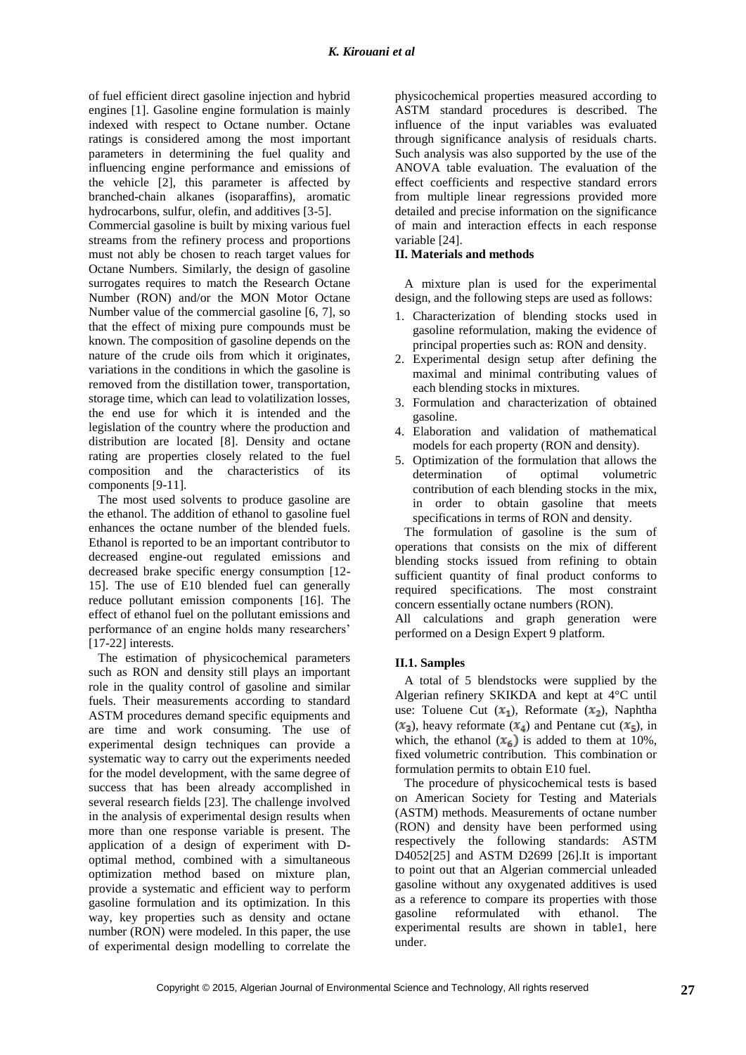of fuel efficient direct gasoline injection and hybrid engines [1]. Gasoline engine formulation is mainly indexed with respect to Octane number. Octane ratings is considered among the most important parameters in determining the fuel quality and influencing engine performance and emissions of the vehicle [2], this parameter is affected by branched-chain alkanes (isoparaffins), aromatic hydrocarbons, sulfur, olefin, and additives [3-5].

Commercial gasoline is built by mixing various fuel streams from the refinery process and proportions must not ably be chosen to reach target values for Octane Numbers. Similarly, the design of gasoline surrogates requires to match the Research Octane Number (RON) and/or the MON Motor Octane Number value of the commercial gasoline [6, 7], so that the effect of mixing pure compounds must be known. The composition of gasoline depends on the nature of the crude oils from which it originates, variations in the conditions in which the gasoline is removed from the distillation tower, transportation, storage time, which can lead to volatilization losses, the end use for which it is intended and the legislation of the country where the production and distribution are located [8]. Density and octane rating are properties closely related to the fuel composition and the characteristics of its components [9-11].

The most used solvents to produce gasoline are the ethanol. The addition of ethanol to gasoline fuel enhances the octane number of the blended fuels. Ethanol is reported to be an important contributor to decreased engine-out regulated emissions and decreased brake specific energy consumption [12-15]. The use of E10 blended fuel can generally reduce pollutant emission components [16]. The effect of ethanol fuel on the pollutant emissions and performance of an engine holds many researchers' [17-22] interests.

The estimation of physicochemical parameters such as RON and density still plays an important role in the quality control of gasoline and similar fuels. Their measurements according to standard ASTM procedures demand specific equipments and are time and work consuming. The use of experimental design techniques can provide a systematic way to carry out the experiments needed for the model development, with the same degree of success that has been already accomplished in several research fields [23]. The challenge involved in the analysis of experimental design results when more than one response variable is present. The application of a design of experiment with D-optimal method, combined with a simultaneous optimization method based on mixture plan, provide a systematic and efficient way to perform gasoline formulation and its optimization. In this way, key properties such as density and octane number (RON) were modeled. In this paper, the use of experimental design modelling to correlate the physicochemical properties measured according to ASTM standard procedures is described. The influence of the input variables was evaluated through significance analysis of residuals charts. Such analysis was also supported by the use of the ANOVA table evaluation. The evaluation of the effect coefficients and respective standard errors from multiple linear regressions provided more detailed and precise information on the significance of main and interaction effects in each response variable [24].

## II. Materials and methods

A mixture plan is used for the experimental design, and the following steps are used as follows:

1. Characterization of blending stocks used in gasoline reformulation, making the evidence of principal properties such as: RON and density.
2. Experimental design setup after defining the maximal and minimal contributing values of each blending stocks in mixtures.
3. Formulation and characterization of obtained gasoline.
4. Elaboration and validation of mathematical models for each property (RON and density).
5. Optimization of the formulation that allows the determination of optimal volumetric contribution of each blending stocks in the mix, in order to obtain gasoline that meets specifications in terms of RON and density.

The formulation of gasoline is the sum of operations that consists on the mix of different blending stocks issued from refining to obtain sufficient quantity of final product conforms to required specifications. The most constraint concern essentially octane numbers (RON).

All calculations and graph generation were performed on a Design Expert 9 platform.

### II.1. Samples

A total of 5 blendstocks were supplied by the Algerian refinery SKIKDA and kept at 4°C until use: Toluene Cut ($x_1$), Reformate ($x_2$), Naphtha ($x_3$), heavy reformate ($x_4$) and Pentane cut ($x_5$), in which, the ethanol ($x_6$) is added to them at 10%, fixed volumetric contribution. This combination or formulation permits to obtain E10 fuel.

The procedure of physicochemical tests is based on American Society for Testing and Materials (ASTM) methods. Measurements of octane number (RON) and density have been performed using respectively the following standards: ASTM D4052[25] and ASTM D2699 [26].It is important to point out that an Algerian commercial unleaded gasoline without any oxygenated additives is used as a reference to compare its properties with those gasoline reformulated with ethanol. The experimental results are shown in table1, here under.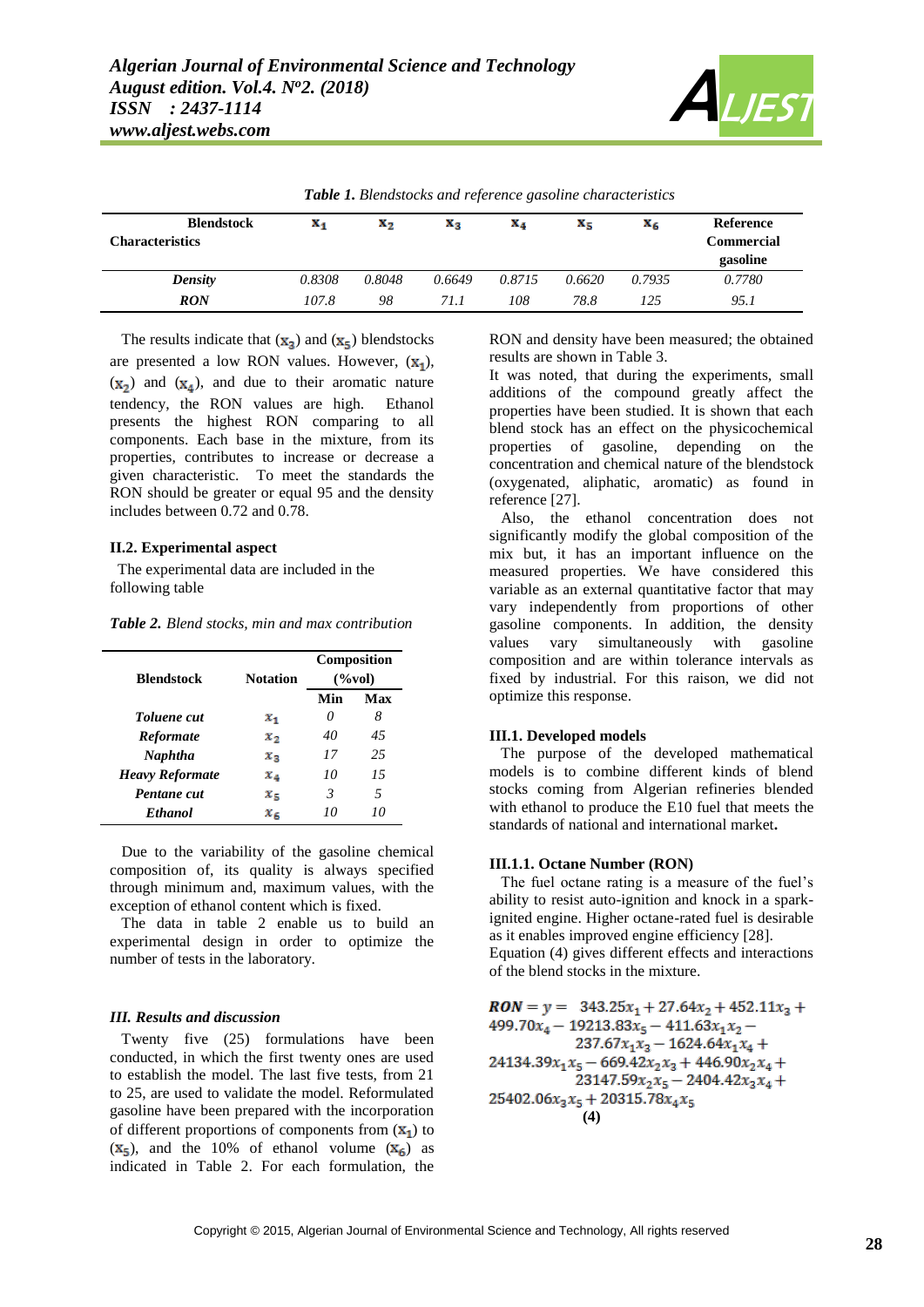*Table 1. Blendstocks and reference gasoline characteristics*

| Blendstock Characteristics | $x_1$ | $x_2$ | $x_3$ | $x_4$ | $x_5$ | $x_6$ | Reference Commercial gasoline |
|---|---|---|---|---|---|---|---|
| *Density* | 0.8308 | 0.8048 | 0.6649 | 0.8715 | 0.6620 | 0.7935 | 0.7780 |
| *RON* | 107.8 | 98 | 71.1 | 108 | 78.8 | 125 | 95.1 |

The results indicate that ($x_3$) and ($x_5$) blendstocks are presented a low RON values. However, ($x_1$), ($x_2$) and ($x_4$), and due to their aromatic nature tendency, the RON values are high. Ethanol presents the highest RON comparing to all components. Each base in the mixture, from its properties, contributes to increase or decrease a given characteristic. To meet the standards the RON should be greater or equal 95 and the density includes between 0.72 and 0.78.

### II.2. Experimental aspect

The experimental data are included in the following table

*Table 2. Blend stocks, min and max contribution*

| Blendstock | Notation | Composition (%vol) | |
|---|---|---|---|
| | | Min | Max |
| *Toluene cut* | $x_1$ | 0 | 8 |
| *Reformate* | $x_2$ | 40 | 45 |
| *Naphtha* | $x_3$ | 17 | 25 |
| *Heavy Reformate* | $x_4$ | 10 | 15 |
| *Pentane cut* | $x_5$ | 3 | 5 |
| *Ethanol* | $x_6$ | 10 | 10 |

Due to the variability of the gasoline chemical composition of, its quality is always specified through minimum and, maximum values, with the exception of ethanol content which is fixed.

The data in table 2 enable us to build an experimental design in order to optimize the number of tests in the laboratory.

## *III. Results and discussion*

Twenty five (25) formulations have been conducted, in which the first twenty ones are used to establish the model. The last five tests, from 21 to 25, are used to validate the model. Reformulated gasoline have been prepared with the incorporation of different proportions of components from ($x_1$) to ($x_5$), and the 10% of ethanol volume ($x_6$) as indicated in Table 2. For each formulation, the RON and density have been measured; the obtained results are shown in Table 3.

It was noted, that during the experiments, small additions of the compound greatly affect the properties have been studied. It is shown that each blend stock has an effect on the physicochemical properties of gasoline, depending on the concentration and chemical nature of the blendstock (oxygenated, aliphatic, aromatic) as found in reference [27].

Also, the ethanol concentration does not significantly modify the global composition of the mix but, it has an important influence on the measured properties. We have considered this variable as an external quantitative factor that may vary independently from proportions of other gasoline components. In addition, the density values vary simultaneously with gasoline composition and are within tolerance intervals as fixed by industrial. For this raison, we did not optimize this response.

### III.1. Developed models

The purpose of the developed mathematical models is to combine different kinds of blend stocks coming from Algerian refineries blended with ethanol to produce the E10 fuel that meets the standards of national and international market**.**

### III.1.1. Octane Number (RON)

The fuel octane rating is a measure of the fuel's ability to resist auto-ignition and knock in a spark-ignited engine. Higher octane-rated fuel is desirable as it enables improved engine efficiency [28].

Equation (4) gives different effects and interactions of the blend stocks in the mixture.

$$\begin{aligned} \boldsymbol{RON} = y = {} & 343.25x_1 + 27.64x_2 + 452.11x_3 + 499.70x_4 - 19213.83x_5 - 411.63x_1x_2 - 237.67x_1x_3 - 1624.64x_1x_4 \\ & + 24134.39x_1x_5 - 669.42x_2x_3 + 446.90x_2x_4 + 23147.59x_2x_5 - 2404.42x_3x_4 + 25402.06x_3x_5 + 20315.78x_4x_5 \end{aligned} \quad (4)$$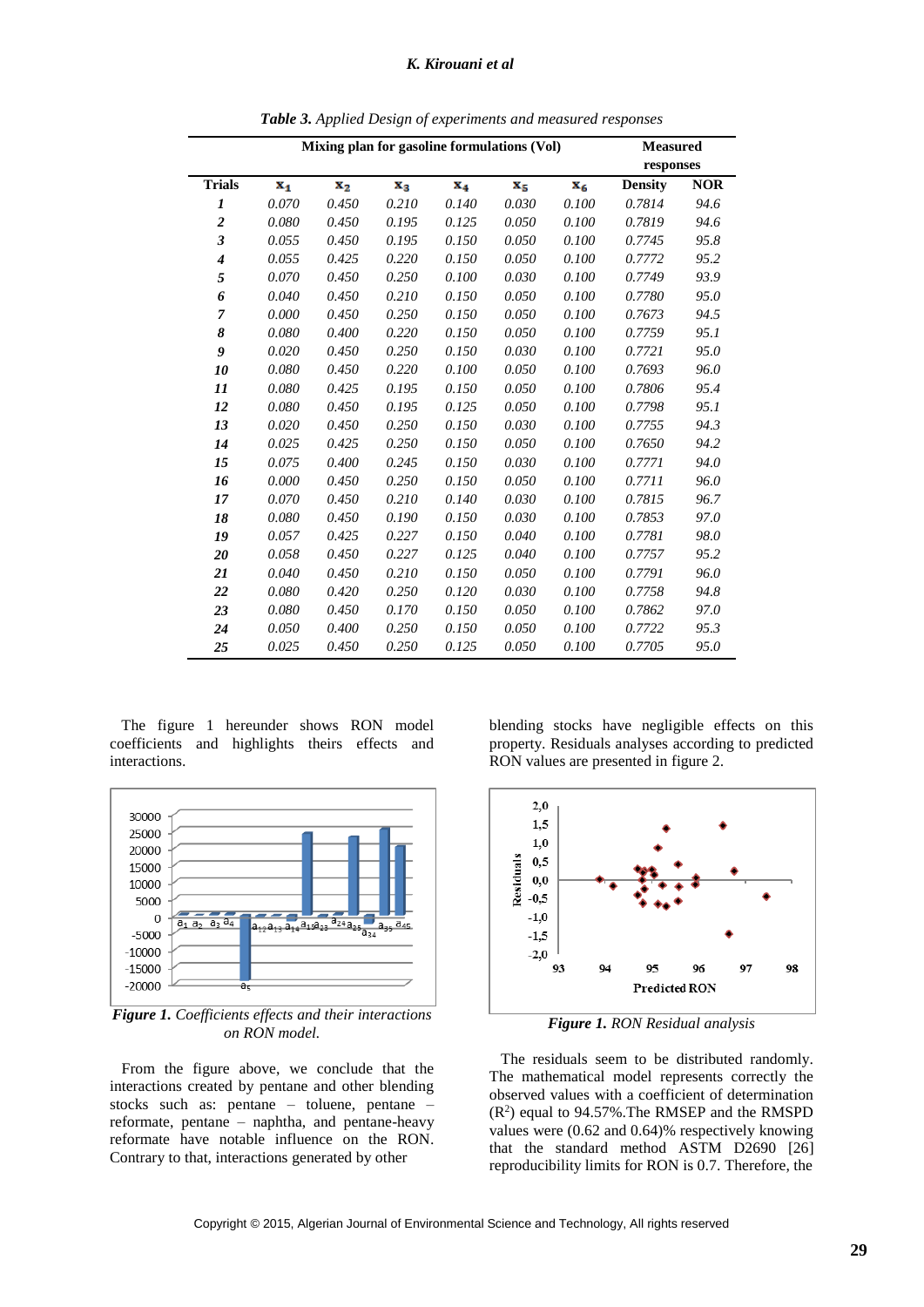***Table 3.*** *Applied Design of experiments and measured responses*

| Trials | Mixing plan for gasoline formulations (Vol) | | | | | | Measured responses | |
|---|---|---|---|---|---|---|---|---|
| | $x_1$ | $x_2$ | $x_3$ | $x_4$ | $x_5$ | $x_6$ | Density | NOR |
| ***1*** | *0.070* | *0.450* | *0.210* | *0.140* | *0.030* | *0.100* | *0.7814* | *94.6* |
| ***2*** | *0.080* | *0.450* | *0.195* | *0.125* | *0.050* | *0.100* | *0.7819* | *94.6* |
| ***3*** | *0.055* | *0.450* | *0.195* | *0.150* | *0.050* | *0.100* | *0.7745* | *95.8* |
| ***4*** | *0.055* | *0.425* | *0.220* | *0.150* | *0.050* | *0.100* | *0.7772* | *95.2* |
| ***5*** | *0.070* | *0.450* | *0.250* | *0.100* | *0.030* | *0.100* | *0.7749* | *93.9* |
| ***6*** | *0.040* | *0.450* | *0.210* | *0.150* | *0.050* | *0.100* | *0.7780* | *95.0* |
| ***7*** | *0.000* | *0.450* | *0.250* | *0.150* | *0.050* | *0.100* | *0.7673* | *94.5* |
| ***8*** | *0.080* | *0.400* | *0.220* | *0.150* | *0.050* | *0.100* | *0.7759* | *95.1* |
| ***9*** | *0.020* | *0.450* | *0.250* | *0.150* | *0.030* | *0.100* | *0.7721* | *95.0* |
| ***10*** | *0.080* | *0.450* | *0.220* | *0.100* | *0.050* | *0.100* | *0.7693* | *96.0* |
| ***11*** | *0.080* | *0.425* | *0.195* | *0.150* | *0.050* | *0.100* | *0.7806* | *95.4* |
| ***12*** | *0.080* | *0.450* | *0.195* | *0.125* | *0.050* | *0.100* | *0.7798* | *95.1* |
| ***13*** | *0.020* | *0.450* | *0.250* | *0.150* | *0.030* | *0.100* | *0.7755* | *94.3* |
| ***14*** | *0.025* | *0.425* | *0.250* | *0.150* | *0.050* | *0.100* | *0.7650* | *94.2* |
| ***15*** | *0.075* | *0.400* | *0.245* | *0.150* | *0.030* | *0.100* | *0.7771* | *94.0* |
| ***16*** | *0.000* | *0.450* | *0.250* | *0.150* | *0.050* | *0.100* | *0.7711* | *96.0* |
| ***17*** | *0.070* | *0.450* | *0.210* | *0.140* | *0.030* | *0.100* | *0.7815* | *96.7* |
| ***18*** | *0.080* | *0.450* | *0.190* | *0.150* | *0.030* | *0.100* | *0.7853* | *97.0* |
| ***19*** | *0.057* | *0.425* | *0.227* | *0.150* | *0.040* | *0.100* | *0.7781* | *98.0* |
| ***20*** | *0.058* | *0.450* | *0.227* | *0.125* | *0.040* | *0.100* | *0.7757* | *95.2* |
| ***21*** | *0.040* | *0.450* | *0.210* | *0.150* | *0.050* | *0.100* | *0.7791* | *96.0* |
| ***22*** | *0.080* | *0.420* | *0.250* | *0.120* | *0.030* | *0.100* | *0.7758* | *94.8* |
| ***23*** | *0.080* | *0.450* | *0.170* | *0.150* | *0.050* | *0.100* | *0.7862* | *97.0* |
| ***24*** | *0.050* | *0.400* | *0.250* | *0.150* | *0.050* | *0.100* | *0.7722* | *95.3* |
| ***25*** | *0.025* | *0.450* | *0.250* | *0.125* | *0.050* | *0.100* | *0.7705* | *95.0* |

The figure 1 hereunder shows RON model coefficients and highlights theirs effects and interactions.

***Figure 1.*** *Coefficients effects and their interactions on RON model.*

From the figure above, we conclude that the interactions created by pentane and other blending stocks such as: pentane – toluene, pentane – reformate, pentane – naphtha, and pentane-heavy reformate have notable influence on the RON. Contrary to that, interactions generated by other blending stocks have negligible effects on this property. Residuals analyses according to predicted RON values are presented in figure 2.

***Figure 1.*** *RON Residual analysis*

The residuals seem to be distributed randomly. The mathematical model represents correctly the observed values with a coefficient of determination ($R^2$) equal to 94.57%.The RMSEP and the RMSPD values were (0.62 and 0.64)% respectively knowing that the standard method ASTM D2690 [26] reproducibility limits for RON is 0.7. Therefore, the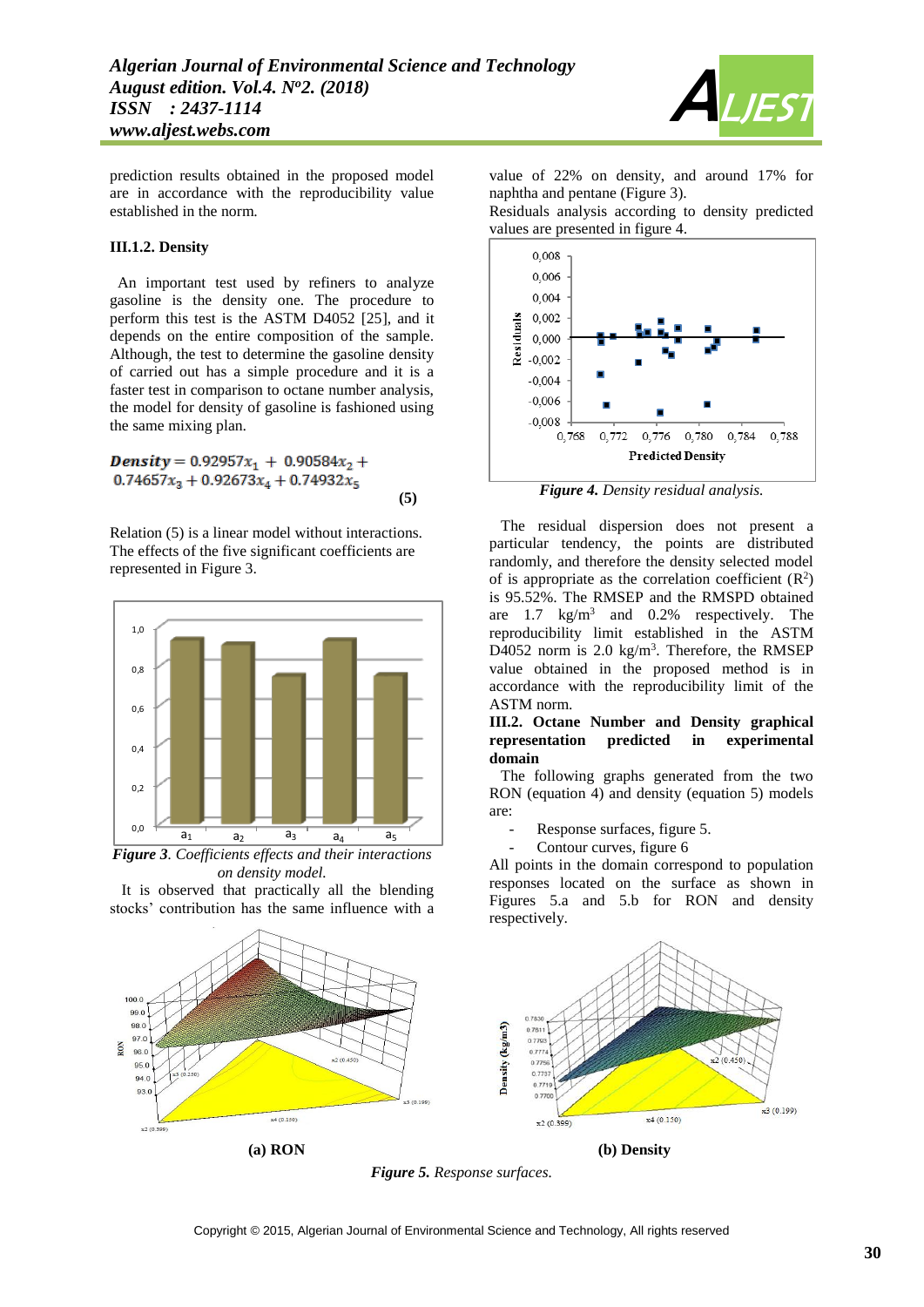prediction results obtained in the proposed model are in accordance with the reproducibility value established in the norm.

### III.1.2. Density

An important test used by refiners to analyze gasoline is the density one. The procedure to perform this test is the ASTM D4052 [25], and it depends on the entire composition of the sample. Although, the test to determine the gasoline density of carried out has a simple procedure and it is a faster test in comparison to octane number analysis, the model for density of gasoline is fashioned using the same mixing plan.

$$\textbf{Density} = 0.92957x_1 + 0.90584x_2 + 0.74657x_3 + 0.92673x_4 + 0.74932x_5 \quad \textbf{(5)}$$

Relation (5) is a linear model without interactions. The effects of the five significant coefficients are represented in Figure 3.

***Figure 3**. Coefficients effects and their interactions on density model.*

It is observed that practically all the blending stocks' contribution has the same influence with a value of 22% on density, and around 17% for naphtha and pentane (Figure 3).

Residuals analysis according to density predicted values are presented in figure 4.

***Figure 4.** Density residual analysis.*

The residual dispersion does not present a particular tendency, the points are distributed randomly, and therefore the density selected model of is appropriate as the correlation coefficient ($R^2$) is 95.52%. The RMSEP and the RMSPD obtained are 1.7 kg/m$^3$ and 0.2% respectively. The reproducibility limit established in the ASTM D4052 norm is 2.0 kg/m$^3$. Therefore, the RMSEP value obtained in the proposed method is in accordance with the reproducibility limit of the ASTM norm.

### III.2. Octane Number and Density graphical representation predicted in experimental domain

The following graphs generated from the two RON (equation 4) and density (equation 5) models are:

- Response surfaces, figure 5.
- Contour curves, figure 6

All points in the domain correspond to population responses located on the surface as shown in Figures 5.a and 5.b for RON and density respectively.

**(a) RON** **(b) Density**

***Figure 5.** Response surfaces.*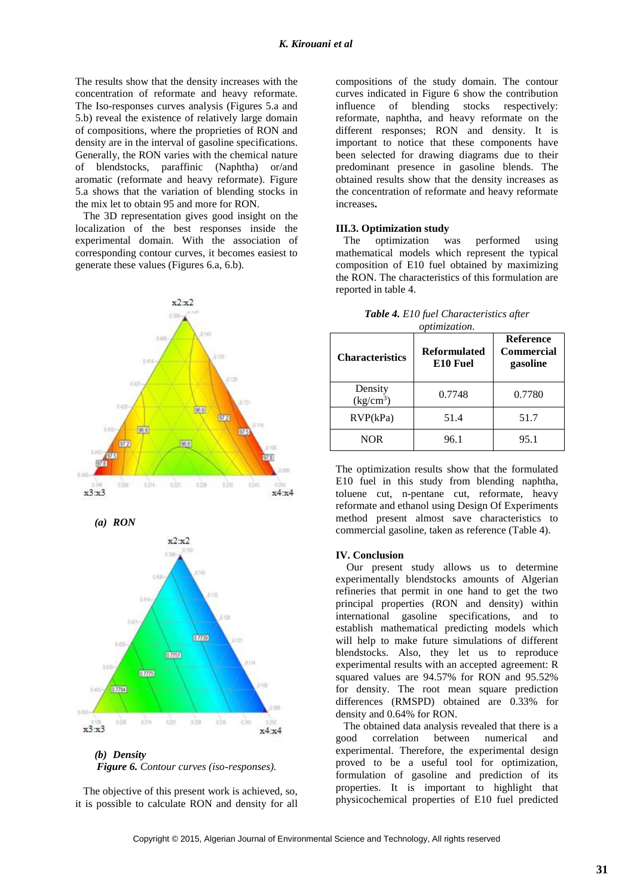The results show that the density increases with the concentration of reformate and heavy reformate. The Iso-responses curves analysis (Figures 5.a and 5.b) reveal the existence of relatively large domain of compositions, where the proprieties of RON and density are in the interval of gasoline specifications. Generally, the RON varies with the chemical nature of blendstocks, paraffinic (Naphtha) or/and aromatic (reformate and heavy reformate). Figure 5.a shows that the variation of blending stocks in the mix let to obtain 95 and more for RON.

The 3D representation gives good insight on the localization of the best responses inside the experimental domain. With the association of corresponding contour curves, it becomes easiest to generate these values (Figures 6.a, 6.b).

***(a) RON***

***(b) Density***

***Figure 6.*** *Contour curves (iso-responses).*

The objective of this present work is achieved, so, it is possible to calculate RON and density for all compositions of the study domain. The contour curves indicated in Figure 6 show the contribution influence of blending stocks respectively: reformate, naphtha, and heavy reformate on the different responses; RON and density. It is important to notice that these components have been selected for drawing diagrams due to their predominant presence in gasoline blends. The obtained results show that the density increases as the concentration of reformate and heavy reformate increases**.**

### III.3. Optimization study

The optimization was performed using mathematical models which represent the typical composition of E10 fuel obtained by maximizing the RON. The characteristics of this formulation are reported in table 4.

***Table 4.*** *E10 fuel Characteristics after optimization.*

| Characteristics | Reformulated E10 Fuel | Reference Commercial gasoline |
|---|---|---|
| Density ($kg/cm^3$) | 0.7748 | 0.7780 |
| RVP(kPa) | 51.4 | 51.7 |
| NOR | 96.1 | 95.1 |

The optimization results show that the formulated E10 fuel in this study from blending naphtha, toluene cut, n-pentane cut, reformate, heavy reformate and ethanol using Design Of Experiments method present almost save characteristics to commercial gasoline, taken as reference (Table 4).

## IV. Conclusion

Our present study allows us to determine experimentally blendstocks amounts of Algerian refineries that permit in one hand to get the two principal properties (RON and density) within international gasoline specifications, and to establish mathematical predicting models which will help to make future simulations of different blendstocks. Also, they let us to reproduce experimental results with an accepted agreement: R squared values are 94.57% for RON and 95.52% for density. The root mean square prediction differences (RMSPD) obtained are 0.33% for density and 0.64% for RON.

The obtained data analysis revealed that there is a good correlation between numerical and experimental. Therefore, the experimental design proved to be a useful tool for optimization, formulation of gasoline and prediction of its properties. It is important to highlight that physicochemical properties of E10 fuel predicted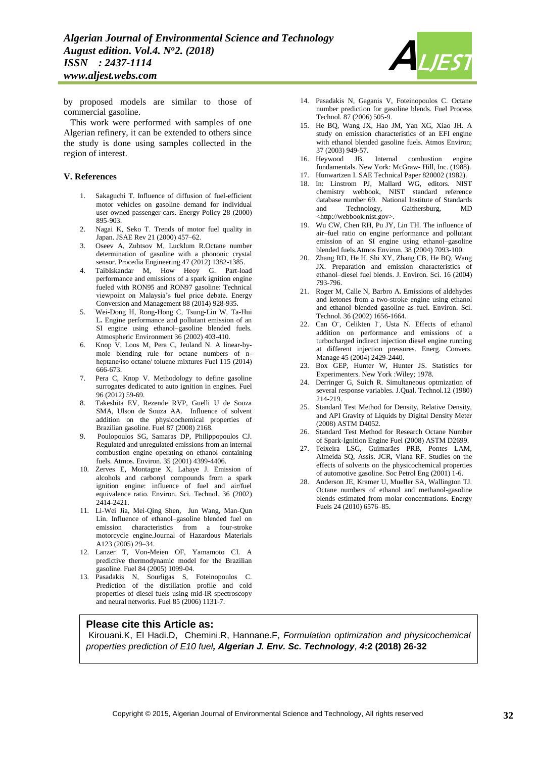by proposed models are similar to those of commercial gasoline.

This work were performed with samples of one Algerian refinery, it can be extended to others since the study is done using samples collected in the region of interest.

### V. References

1. Sakaguchi T. Influence of diffusion of fuel-efficient motor vehicles on gasoline demand for individual user owned passenger cars. Energy Policy 28 (2000) 895-903.
2. Nagai K, Seko T. Trends of motor fuel quality in Japan. JSAE Rev 21 (2000) 457–62.
3. Oseev A, Zubtsov M, Lucklum R.Octane number determination of gasoline with a phononic crystal sensor. Procedia Engineering 47 (2012) 1382-1385.
4. TaibIskandar M, How Heoy G. Part-load performance and emissions of a spark ignition engine fueled with RON95 and RON97 gasoline: Technical viewpoint on Malaysia's fuel price debate. Energy Conversion and Management 88 (2014) 928-935.
5. Wei-Dong H, Rong-Hong C, Tsung-Lin W, Ta-Hui L**.** Engine performance and pollutant emission of an SI engine using ethanol–gasoline blended fuels. Atmospheric Environment 36 (2002) 403-410.
6. Knop V, Loos M, Pera C, Jeuland N. A linear-by-mole blending rule for octane numbers of n-heptane/iso octane/ toluene mixtures Fuel 115 (2014) 666-673.
7. Pera C, Knop V. Methodology to define gasoline surrogates dedicated to auto ignition in engines. Fuel 96 (2012) 59-69.
8. Takeshita EV, Rezende RVP, Guelli U de Souza SMA, Ulson de Souza AA. Influence of solvent addition on the physicochemical properties of Brazilian gasoline. Fuel 87 (2008) 2168.
9. Poulopoulos SG, Samaras DP, Philippopoulos CJ. Regulated and unregulated emissions from an internal combustion engine operating on ethanol–containing fuels. Atmos. Environ. 35 (2001) 4399-4406.
10. Zerves E, Montagne X, Lahaye J. Emission of alcohols and carbonyl compounds from a spark ignition engine: influence of fuel and air/fuel equivalence ratio. Environ. Sci. Technol. 36 (2002) 2414-2421.
11. Li-Wei Jia, Mei-Qing Shen, Jun Wang, Man-Qun Lin. Influence of ethanol–gasoline blended fuel on emission characteristics from a four-stroke motorcycle engine.Journal of Hazardous Materials A123 (2005) 29–34.
12. Lanzer T, Von-Meien OF, Yamamoto CI. A predictive thermodynamic model for the Brazilian gasoline. Fuel 84 (2005) 1099-04.
13. Pasadakis N, Sourligas S, Foteinopoulos C. Prediction of the distillation profile and cold properties of diesel fuels using mid-IR spectroscopy and neural networks. Fuel 85 (2006) 1131-7.
14. Pasadakis N, Gaganis V, Foteinopoulos C. Octane number prediction for gasoline blends. Fuel Process Technol. 87 (2006) 505-9.
15. He BQ, Wang JX, Hao JM, Yan XG, Xiao JH. A study on emission characteristics of an EFI engine with ethanol blended gasoline fuels. Atmos Environ; 37 (2003) 949-57.
16. Heywood JB. Internal combustion engine fundamentals. New York: McGraw- Hill, Inc. (1988).
17. Hunwartzen I. SAE Technical Paper 820002 (1982).
18. In: Linstrom PJ, Mallard WG, editors. NIST chemistry webbook, NIST standard reference database number 69. National Institute of Standards and Technology, Gaithersburg, MD <http://webbook.nist.gov>.
19. Wu CW, Chen RH, Pu JY, Lin TH. The influence of air–fuel ratio on engine performance and pollutant emission of an SI engine using ethanol–gasoline blended fuels.Atmos Environ. 38 (2004) 7093-100.
20. Zhang RD, He H, Shi XY, Zhang CB, He BQ, Wang JX. Preparation and emission characteristics of ethanol–diesel fuel blends. J. Environ. Sci. 16 (2004) 793-796.
21. Roger M, Calle N, Barbro A. Emissions of aldehydes and ketones from a two-stroke engine using ethanol and ethanol–blended gasoline as fuel. Environ. Sci. Technol. 36 (2002) 1656-1664.
22. Can O¨, Celikten I˙, Usta N. Effects of ethanol addition on performance and emissions of a turbocharged indirect injection diesel engine running at different injection pressures. Energ. Convers. Manage 45 (2004) 2429-2440.
23. Box GEP, Hunter W, Hunter JS. Statistics for Experimenters. New York :Wiley; 1978.
24. Derringer G, Suich R. Simultaneous optmization of several response variables. J.Qual. Technol.12 (1980) 214-219.
25. Standard Test Method for Density, Relative Density, and API Gravity of Liquids by Digital Density Meter (2008) ASTM D4052.
26. Standard Test Method for Research Octane Number of Spark-Ignition Engine Fuel (2008) ASTM D2699.
27. Teixeira LSG, Guimarães PRB, Pontes LAM, Almeida SQ, Assis. JCR, Viana RF. Studies on the effects of solvents on the physicochemical properties of automotive gasoline. Soc Petrol Eng (2001) 1-6.
28. Anderson JE, Kramer U, Mueller SA, Wallington TJ. Octane numbers of ethanol and methanol-gasoline blends estimated from molar concentrations. Energy Fuels 24 (2010) 6576–85.

**Please cite this Article as:**

Kirouani.K, El Hadi.D, Chemini.R, Hannane.F, *Formulation optimization and physicochemical properties prediction of E10 fuel**, Algerian J. Env. Sc. Technology**, 4***:2 (2018) 26-32**